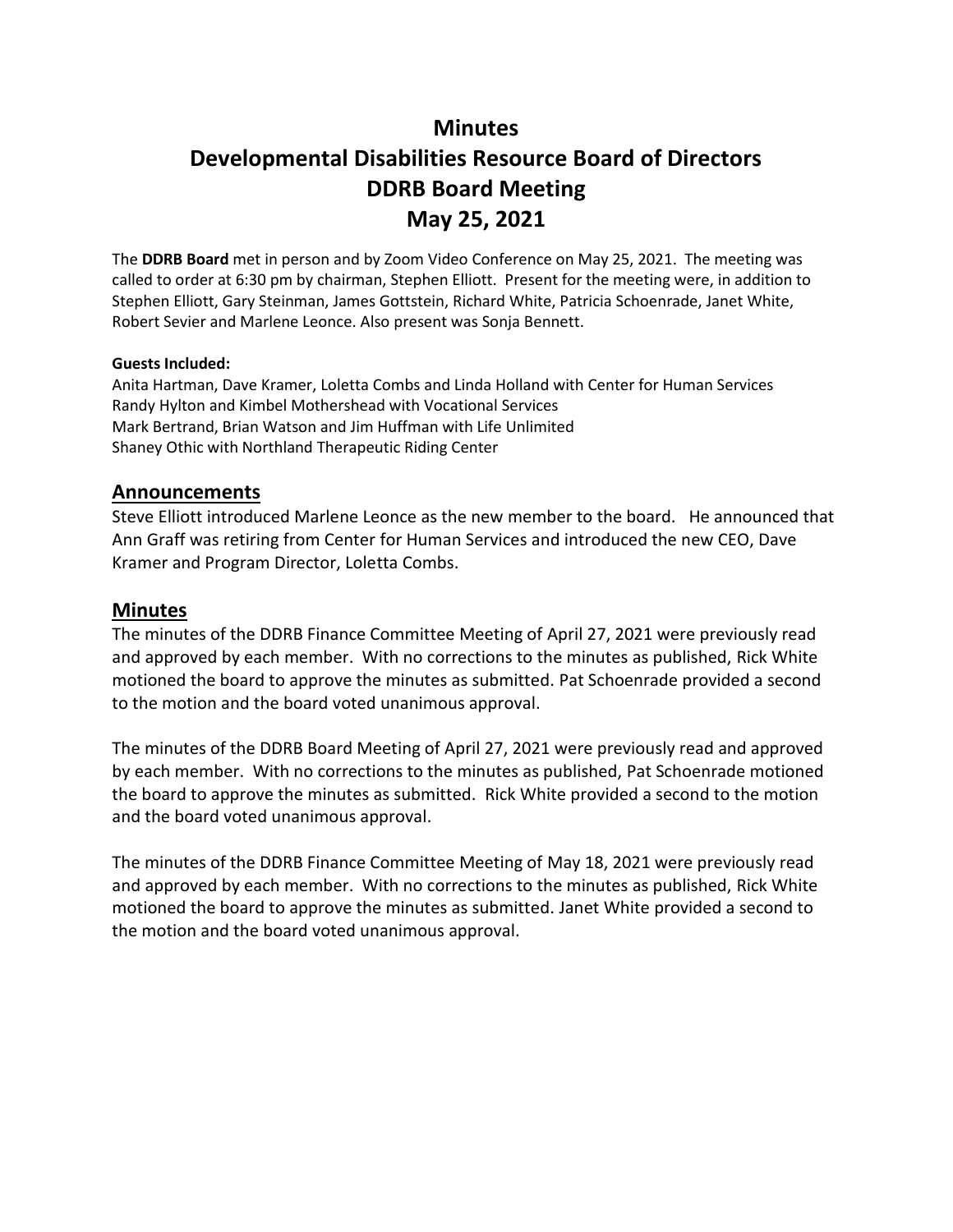# Minutes
# Developmental Disabilities Resource Board of Directors
# DDRB Board Meeting
# May 25, 2021

The **DDRB Board** met in person and by Zoom Video Conference on May 25, 2021. The meeting was called to order at 6:30 pm by chairman, Stephen Elliott. Present for the meeting were, in addition to Stephen Elliott, Gary Steinman, James Gottstein, Richard White, Patricia Schoenrade, Janet White, Robert Sevier and Marlene Leonce. Also present was Sonja Bennett.

**Guests Included:**
Anita Hartman, Dave Kramer, Loletta Combs and Linda Holland with Center for Human Services
Randy Hylton and Kimbel Mothershead with Vocational Services
Mark Bertrand, Brian Watson and Jim Huffman with Life Unlimited
Shaney Othic with Northland Therapeutic Riding Center

## Announcements

Steve Elliott introduced Marlene Leonce as the new member to the board. He announced that Ann Graff was retiring from Center for Human Services and introduced the new CEO, Dave Kramer and Program Director, Loletta Combs.

## Minutes

The minutes of the DDRB Finance Committee Meeting of April 27, 2021 were previously read and approved by each member. With no corrections to the minutes as published, Rick White motioned the board to approve the minutes as submitted. Pat Schoenrade provided a second to the motion and the board voted unanimous approval.

The minutes of the DDRB Board Meeting of April 27, 2021 were previously read and approved by each member. With no corrections to the minutes as published, Pat Schoenrade motioned the board to approve the minutes as submitted. Rick White provided a second to the motion and the board voted unanimous approval.

The minutes of the DDRB Finance Committee Meeting of May 18, 2021 were previously read and approved by each member. With no corrections to the minutes as published, Rick White motioned the board to approve the minutes as submitted. Janet White provided a second to the motion and the board voted unanimous approval.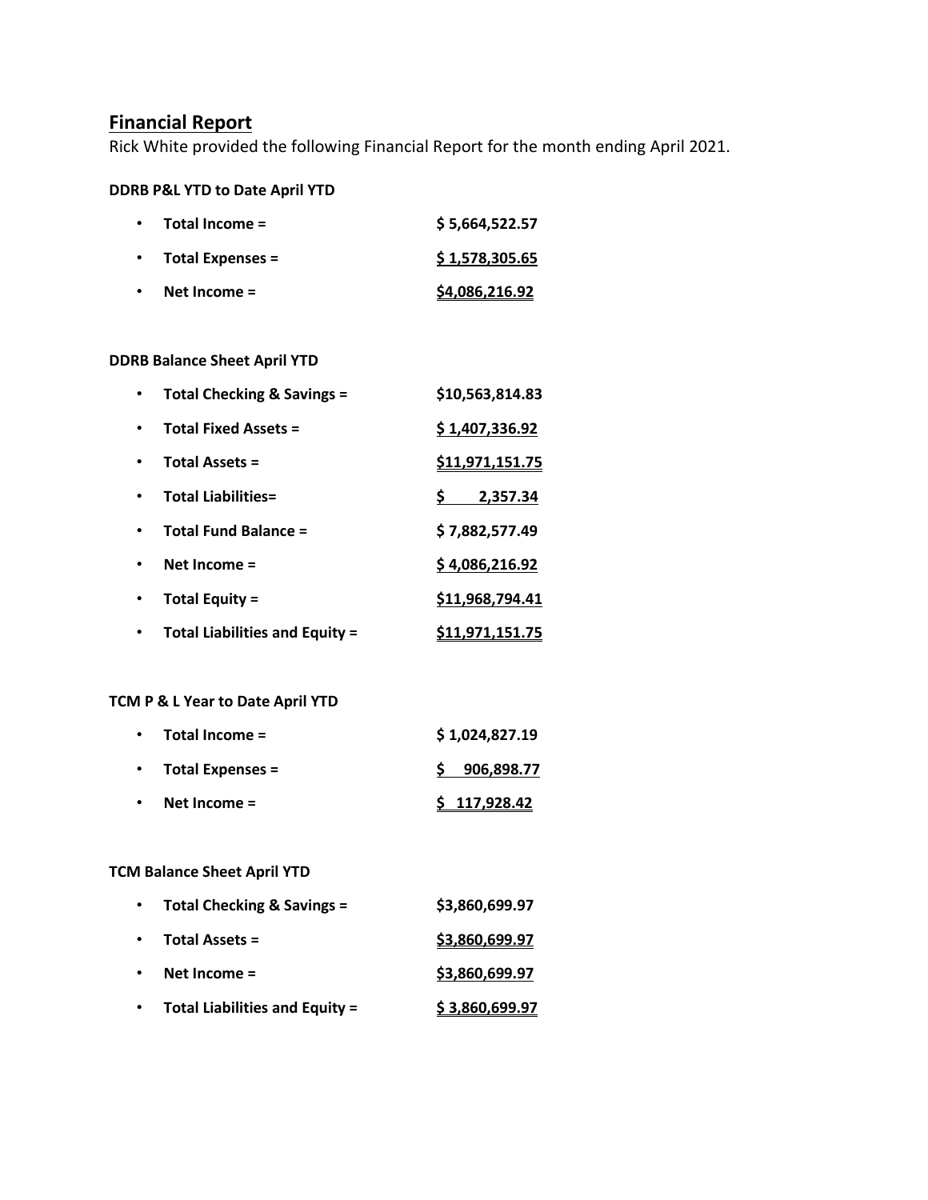## Financial Report

Rick White provided the following Financial Report for the month ending April 2021.

**DDRB P&L YTD to Date April YTD**

- **Total Income =** **$ 5,664,522.57**
- **Total Expenses =** **$ 1,578,305.65**
- **Net Income =** **$4,086,216.92**

**DDRB Balance Sheet April YTD**

- **Total Checking & Savings =** **$10,563,814.83**
- **Total Fixed Assets =** **$ 1,407,336.92**
- **Total Assets =** **$11,971,151.75**
- **Total Liabilities=** **$ 2,357.34**
- **Total Fund Balance =** **$ 7,882,577.49**
- **Net Income =** **$ 4,086,216.92**
- **Total Equity =** **$11,968,794.41**
- **Total Liabilities and Equity =** **$11,971,151.75**

**TCM P & L Year to Date April YTD**

- **Total Income =** **$ 1,024,827.19**
- **Total Expenses =** **$ 906,898.77**
- **Net Income =** **$ 117,928.42**

**TCM Balance Sheet April YTD**

- **Total Checking & Savings =** **$3,860,699.97**
- **Total Assets =** **$3,860,699.97**
- **Net Income =** **$3,860,699.97**
- **Total Liabilities and Equity =** **$ 3,860,699.97**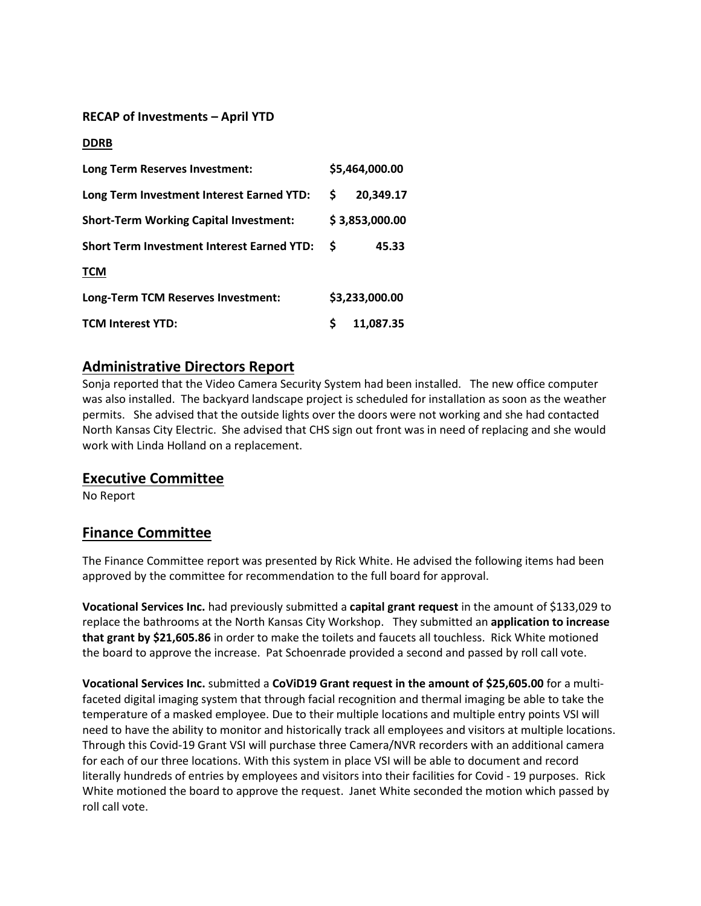**RECAP of Investments – April YTD**

**DDRB**

| | |
|---|---|
| **Long Term Reserves Investment:** | **$5,464,000.00** |
| **Long Term Investment Interest Earned YTD:** | **$ 20,349.17** |
| **Short-Term Working Capital Investment:** | **$ 3,853,000.00** |
| **Short Term Investment Interest Earned YTD:** | **$ 45.33** |

**TCM**

| | |
|---|---|
| **Long-Term TCM Reserves Investment:** | **$3,233,000.00** |
| **TCM Interest YTD:** | **$ 11,087.35** |

## Administrative Directors Report

Sonja reported that the Video Camera Security System had been installed. The new office computer was also installed. The backyard landscape project is scheduled for installation as soon as the weather permits. She advised that the outside lights over the doors were not working and she had contacted North Kansas City Electric. She advised that CHS sign out front was in need of replacing and she would work with Linda Holland on a replacement.

## Executive Committee

No Report

## Finance Committee

The Finance Committee report was presented by Rick White. He advised the following items had been approved by the committee for recommendation to the full board for approval.

**Vocational Services Inc.** had previously submitted a **capital grant request** in the amount of $133,029 to replace the bathrooms at the North Kansas City Workshop. They submitted an **application to increase that grant by $21,605.86** in order to make the toilets and faucets all touchless. Rick White motioned the board to approve the increase. Pat Schoenrade provided a second and passed by roll call vote.

**Vocational Services Inc.** submitted a **CoViD19 Grant request in the amount of $25,605.00** for a multi-faceted digital imaging system that through facial recognition and thermal imaging be able to take the temperature of a masked employee. Due to their multiple locations and multiple entry points VSI will need to have the ability to monitor and historically track all employees and visitors at multiple locations. Through this Covid-19 Grant VSI will purchase three Camera/NVR recorders with an additional camera for each of our three locations. With this system in place VSI will be able to document and record literally hundreds of entries by employees and visitors into their facilities for Covid - 19 purposes. Rick White motioned the board to approve the request. Janet White seconded the motion which passed by roll call vote.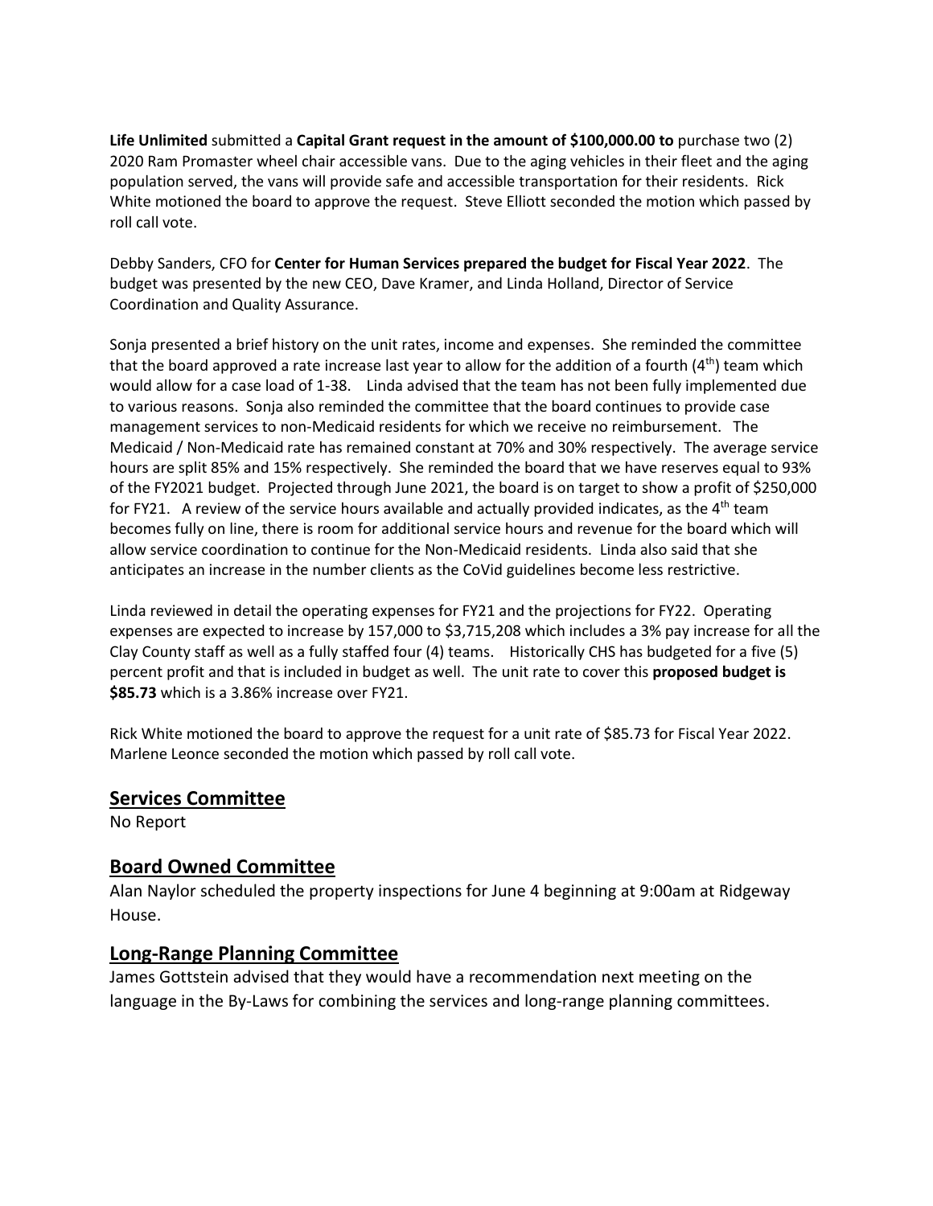**Life Unlimited** submitted a **Capital Grant request in the amount of $100,000.00 to** purchase two (2) 2020 Ram Promaster wheel chair accessible vans. Due to the aging vehicles in their fleet and the aging population served, the vans will provide safe and accessible transportation for their residents. Rick White motioned the board to approve the request. Steve Elliott seconded the motion which passed by roll call vote.

Debby Sanders, CFO for **Center for Human Services prepared the budget for Fiscal Year 2022**. The budget was presented by the new CEO, Dave Kramer, and Linda Holland, Director of Service Coordination and Quality Assurance.

Sonja presented a brief history on the unit rates, income and expenses. She reminded the committee that the board approved a rate increase last year to allow for the addition of a fourth (4th) team which would allow for a case load of 1-38. Linda advised that the team has not been fully implemented due to various reasons. Sonja also reminded the committee that the board continues to provide case management services to non-Medicaid residents for which we receive no reimbursement. The Medicaid / Non-Medicaid rate has remained constant at 70% and 30% respectively. The average service hours are split 85% and 15% respectively. She reminded the board that we have reserves equal to 93% of the FY2021 budget. Projected through June 2021, the board is on target to show a profit of $250,000 for FY21. A review of the service hours available and actually provided indicates, as the 4th team becomes fully on line, there is room for additional service hours and revenue for the board which will allow service coordination to continue for the Non-Medicaid residents. Linda also said that she anticipates an increase in the number clients as the CoVid guidelines become less restrictive.

Linda reviewed in detail the operating expenses for FY21 and the projections for FY22. Operating expenses are expected to increase by 157,000 to $3,715,208 which includes a 3% pay increase for all the Clay County staff as well as a fully staffed four (4) teams. Historically CHS has budgeted for a five (5) percent profit and that is included in budget as well. The unit rate to cover this **proposed budget is $85.73** which is a 3.86% increase over FY21.

Rick White motioned the board to approve the request for a unit rate of $85.73 for Fiscal Year 2022. Marlene Leonce seconded the motion which passed by roll call vote.

## Services Committee

No Report

## Board Owned Committee

Alan Naylor scheduled the property inspections for June 4 beginning at 9:00am at Ridgeway House.

## Long-Range Planning Committee

James Gottstein advised that they would have a recommendation next meeting on the language in the By-Laws for combining the services and long-range planning committees.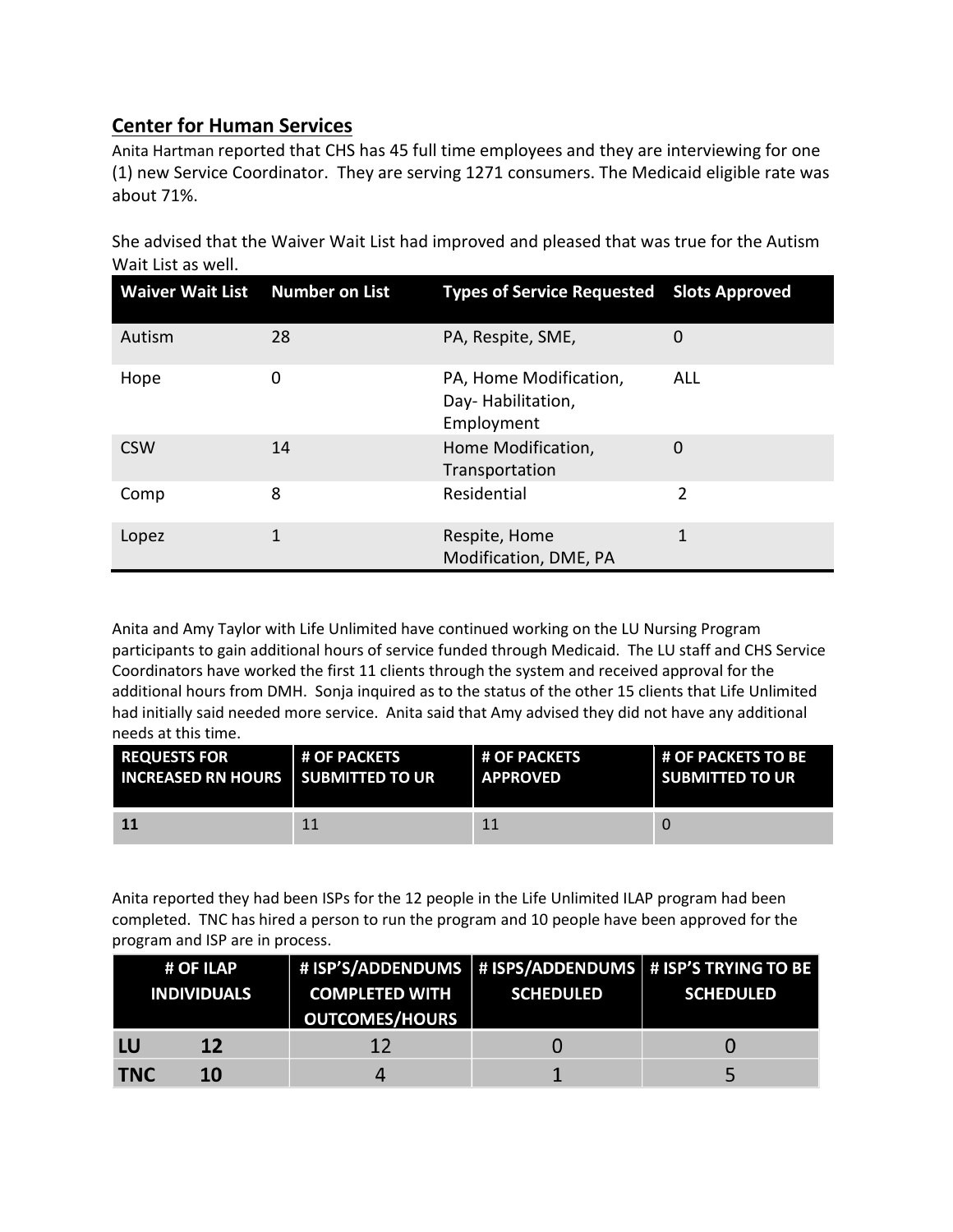## Center for Human Services

Anita Hartman reported that CHS has 45 full time employees and they are interviewing for one (1) new Service Coordinator. They are serving 1271 consumers. The Medicaid eligible rate was about 71%.

She advised that the Waiver Wait List had improved and pleased that was true for the Autism Wait List as well.

| Waiver Wait List | Number on List | Types of Service Requested | Slots Approved |
|---|---|---|---|
| Autism | 28 | PA, Respite, SME, | 0 |
| Hope | 0 | PA, Home Modification, Day- Habilitation, Employment | ALL |
| CSW | 14 | Home Modification, Transportation | 0 |
| Comp | 8 | Residential | 2 |
| Lopez | 1 | Respite, Home Modification, DME, PA | 1 |

Anita and Amy Taylor with Life Unlimited have continued working on the LU Nursing Program participants to gain additional hours of service funded through Medicaid. The LU staff and CHS Service Coordinators have worked the first 11 clients through the system and received approval for the additional hours from DMH. Sonja inquired as to the status of the other 15 clients that Life Unlimited had initially said needed more service. Anita said that Amy advised they did not have any additional needs at this time.

| REQUESTS FOR INCREASED RN HOURS | # OF PACKETS SUBMITTED TO UR | # OF PACKETS APPROVED | # OF PACKETS TO BE SUBMITTED TO UR |
|---|---|---|---|
| **11** | 11 | 11 | 0 |

Anita reported they had been ISPs for the 12 people in the Life Unlimited ILAP program had been completed. TNC has hired a person to run the program and 10 people have been approved for the program and ISP are in process.

| # OF ILAP INDIVIDUALS | | # ISP'S/ADDENDUMS COMPLETED WITH OUTCOMES/HOURS | # ISPS/ADDENDUMS SCHEDULED | # ISP'S TRYING TO BE SCHEDULED |
|---|---|---|---|---|
| **LU** | **12** | 12 | 0 | 0 |
| **TNC** | **10** | 4 | 1 | 5 |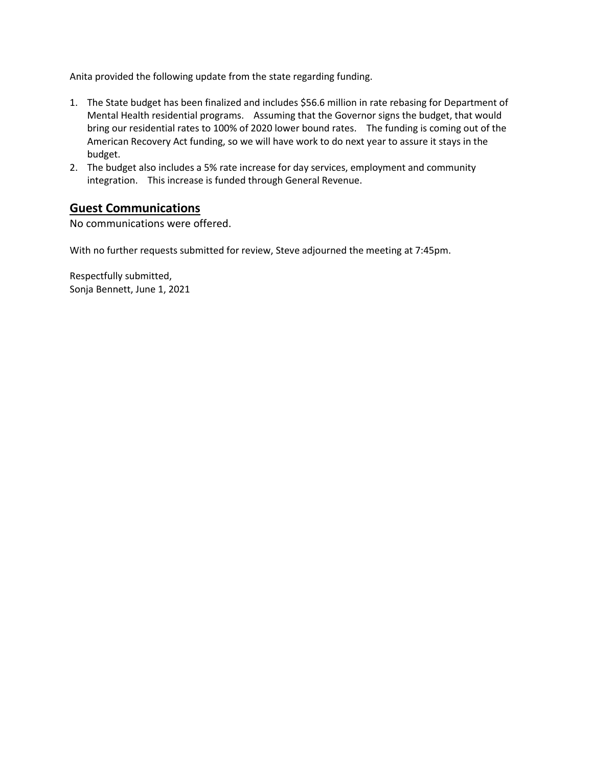Anita provided the following update from the state regarding funding.

1. The State budget has been finalized and includes $56.6 million in rate rebasing for Department of Mental Health residential programs. Assuming that the Governor signs the budget, that would bring our residential rates to 100% of 2020 lower bound rates. The funding is coming out of the American Recovery Act funding, so we will have work to do next year to assure it stays in the budget.
2. The budget also includes a 5% rate increase for day services, employment and community integration. This increase is funded through General Revenue.

## Guest Communications

No communications were offered.

With no further requests submitted for review, Steve adjourned the meeting at 7:45pm.

Respectfully submitted,
Sonja Bennett, June 1, 2021